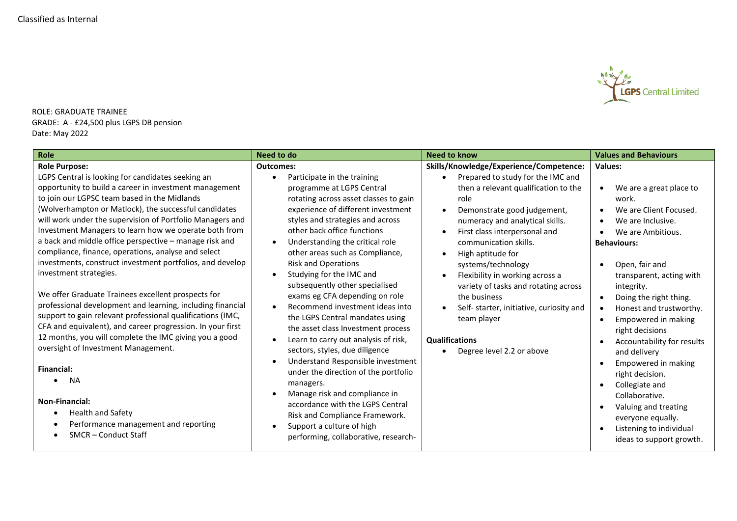Classified as Internal

ROLE: GRADUATE TRAINEE
GRADE: A - £24,500 plus LGPS DB pension
Date: May 2022

| Role | Need to do | Need to know | Values and Behaviours |
|---|---|---|---|
| **Role Purpose:**<br>LGPS Central is looking for candidates seeking an opportunity to build a career in investment management to join our LGPSC team based in the Midlands (Wolverhampton or Matlock), the successful candidates will work under the supervision of Portfolio Managers and Investment Managers to learn how we operate both from a back and middle office perspective – manage risk and compliance, finance, operations, analyse and select investments, construct investment portfolios, and develop investment strategies.<br><br>We offer Graduate Trainees excellent prospects for professional development and learning, including financial support to gain relevant professional qualifications (IMC, CFA and equivalent), and career progression. In your first 12 months, you will complete the IMC giving you a good oversight of Investment Management.<br><br>**Financial:**<br>• NA<br><br>**Non-Financial:**<br>• Health and Safety<br>• Performance management and reporting<br>• SMCR – Conduct Staff | **Outcomes:**<br>• Participate in the training programme at LGPS Central rotating across asset classes to gain experience of different investment styles and strategies and across other back office functions<br>• Understanding the critical role other areas such as Compliance, Risk and Operations<br>• Studying for the IMC and subsequently other specialised exams eg CFA depending on role<br>• Recommend investment ideas into the LGPS Central mandates using the asset class Investment process<br>• Learn to carry out analysis of risk, sectors, styles, due diligence<br>• Understand Responsible investment under the direction of the portfolio managers.<br>• Manage risk and compliance in accordance with the LGPS Central Risk and Compliance Framework.<br>• Support a culture of high performing, collaborative, research- | **Skills/Knowledge/Experience/Competence:**<br>• Prepared to study for the IMC and then a relevant qualification to the role<br>• Demonstrate good judgement, numeracy and analytical skills.<br>• First class interpersonal and communication skills.<br>• High aptitude for systems/technology<br>• Flexibility in working across a variety of tasks and rotating across the business<br>• Self- starter, initiative, curiosity and team player<br><br>**Qualifications**<br>• Degree level 2.2 or above | **Values:**<br>• We are a great place to work.<br>• We are Client Focused.<br>• We are Inclusive.<br>• We are Ambitious.<br>**Behaviours:**<br>• Open, fair and transparent, acting with integrity.<br>• Doing the right thing.<br>• Honest and trustworthy.<br>• Empowered in making right decisions<br>• Accountability for results and delivery<br>• Empowered in making right decision.<br>• Collegiate and Collaborative.<br>• Valuing and treating everyone equally.<br>• Listening to individual ideas to support growth. |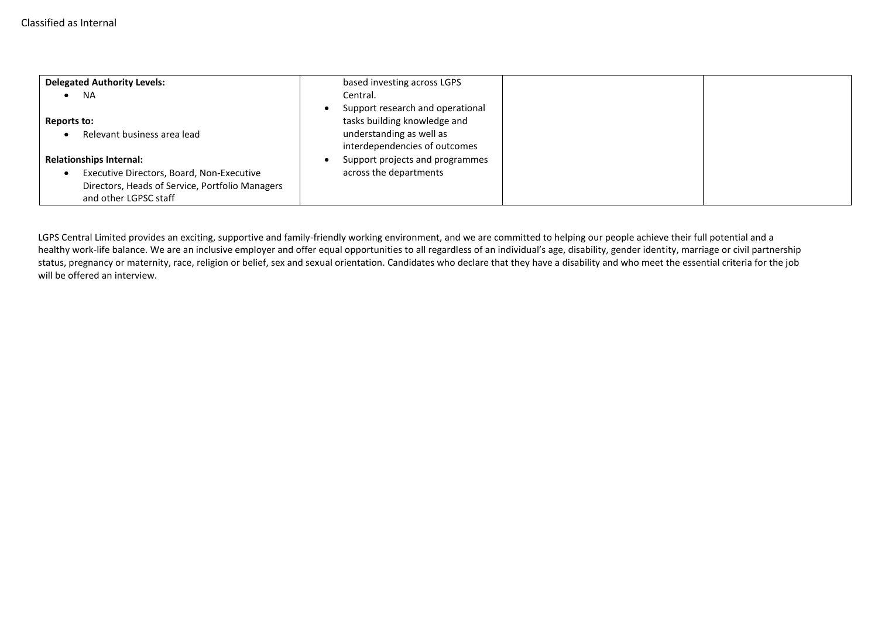| | | | |
|---|---|---|---|
| **Delegated Authority Levels:**<br>• NA<br><br>**Reports to:**<br>• Relevant business area lead<br><br>**Relationships Internal:**<br>• Executive Directors, Board, Non-Executive Directors, Heads of Service, Portfolio Managers and other LGPSC staff | based investing across LGPS Central.<br>• Support research and operational tasks building knowledge and understanding as well as interdependencies of outcomes<br>• Support projects and programmes across the departments | | |

LGPS Central Limited provides an exciting, supportive and family-friendly working environment, and we are committed to helping our people achieve their full potential and a healthy work-life balance. We are an inclusive employer and offer equal opportunities to all regardless of an individual's age, disability, gender identity, marriage or civil partnership status, pregnancy or maternity, race, religion or belief, sex and sexual orientation. Candidates who declare that they have a disability and who meet the essential criteria for the job will be offered an interview.